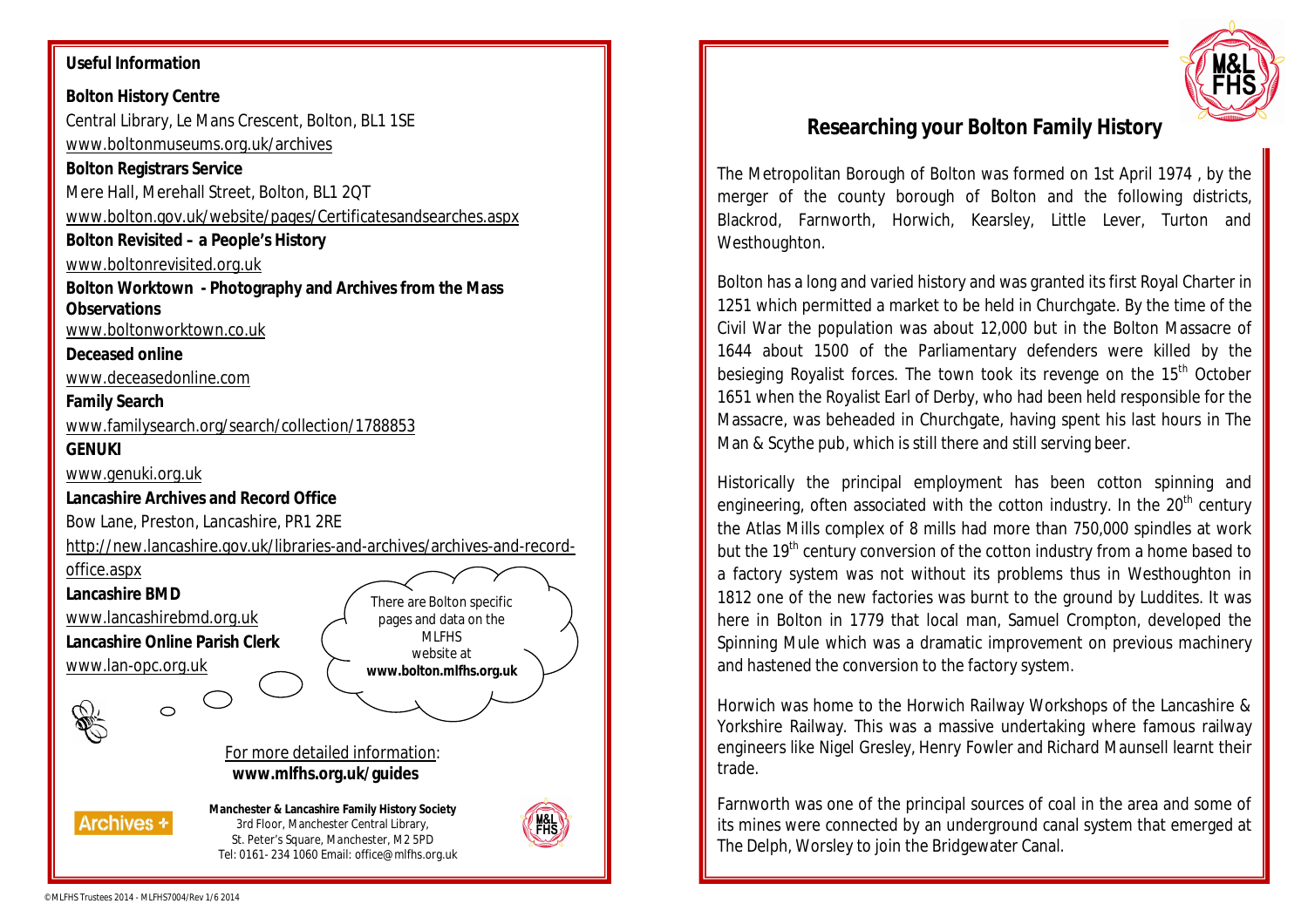**Useful Information**

**Bolton History Centre**
Central Library, Le Mans Crescent, Bolton, BL1 1SE
www.boltonmuseums.org.uk/archives

**Bolton Registrars Service**
Mere Hall, Merehall Street, Bolton, BL1 2QT
www.bolton.gov.uk/website/pages/Certificatesandsearches.aspx

**Bolton Revisited – a People's History**
www.boltonrevisited.org.uk

**Bolton Worktown - Photography and Archives from the Mass Observations**
www.boltonworktown.co.uk

**Deceased online**
www.deceasedonline.com

**Family Search**
www.familysearch.org/search/collection/1788853

**GENUKI**
www.genuki.org.uk

**Lancashire Archives and Record Office**
Bow Lane, Preston, Lancashire, PR1 2RE
http://new.lancashire.gov.uk/libraries-and-archives/archives-and-record-office.aspx

**Lancashire BMD**
www.lancashirebmd.org.uk

**Lancashire Online Parish Clerk**
www.lan-opc.org.uk

There are Bolton specific pages and data on the MLFHS website at **www.bolton.mlfhs.org.uk**

For more detailed information:
**www.mlfhs.org.uk/guides**

**Manchester & Lancashire Family History Society**
3rd Floor, Manchester Central Library,
St. Peter's Square, Manchester, M2 5PD
Tel: 0161- 234 1060 Email: office@mlfhs.org.uk

© MLFHS Trustees 2014 - MLFHS7004/Rev 1/6 2014

# Researching your Bolton Family History

The Metropolitan Borough of Bolton was formed on 1st April 1974 , by the merger of the county borough of Bolton and the following districts, Blackrod, Farnworth, Horwich, Kearsley, Little Lever, Turton and Westhoughton.

Bolton has a long and varied history and was granted its first Royal Charter in 1251 which permitted a market to be held in Churchgate. By the time of the Civil War the population was about 12,000 but in the Bolton Massacre of 1644 about 1500 of the Parliamentary defenders were killed by the besieging Royalist forces. The town took its revenge on the 15th October 1651 when the Royalist Earl of Derby, who had been held responsible for the Massacre, was beheaded in Churchgate, having spent his last hours in The Man & Scythe pub, which is still there and still serving beer.

Historically the principal employment has been cotton spinning and engineering, often associated with the cotton industry. In the 20th century the Atlas Mills complex of 8 mills had more than 750,000 spindles at work but the 19th century conversion of the cotton industry from a home based to a factory system was not without its problems thus in Westhoughton in 1812 one of the new factories was burnt to the ground by Luddites. It was here in Bolton in 1779 that local man, Samuel Crompton, developed the Spinning Mule which was a dramatic improvement on previous machinery and hastened the conversion to the factory system.

Horwich was home to the Horwich Railway Workshops of the Lancashire & Yorkshire Railway. This was a massive undertaking where famous railway engineers like Nigel Gresley, Henry Fowler and Richard Maunsell learnt their trade.

Farnworth was one of the principal sources of coal in the area and some of its mines were connected by an underground canal system that emerged at The Delph, Worsley to join the Bridgewater Canal.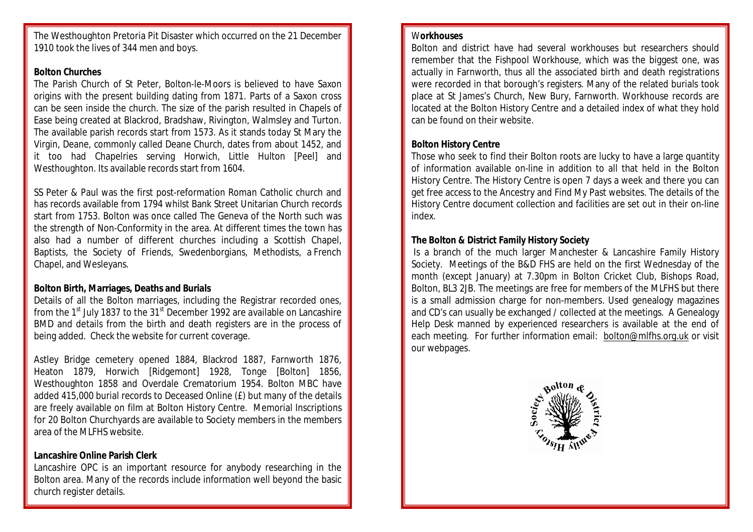The Westhoughton Pretoria Pit Disaster which occurred on the 21 December 1910 took the lives of 344 men and boys.

**Bolton Churches**

The Parish Church of St Peter, Bolton-le-Moors is believed to have Saxon origins with the present building dating from 1871. Parts of a Saxon cross can be seen inside the church. The size of the parish resulted in Chapels of Ease being created at Blackrod, Bradshaw, Rivington, Walmsley and Turton. The available parish records start from 1573. As it stands today St Mary the Virgin, Deane, commonly called Deane Church, dates from about 1452, and it too had Chapelries serving Horwich, Little Hulton [Peel] and Westhoughton. Its available records start from 1604.

SS Peter & Paul was the first post-reformation Roman Catholic church and has records available from 1794 whilst Bank Street Unitarian Church records start from 1753. Bolton was once called The Geneva of the North such was the strength of Non-Conformity in the area. At different times the town has also had a number of different churches including a Scottish Chapel, Baptists, the Society of Friends, Swedenborgians, Methodists, a French Chapel, and Wesleyans.

**Bolton Birth, Marriages, Deaths and Burials**

Details of all the Bolton marriages, including the Registrar recorded ones, from the 1st July 1837 to the 31st December 1992 are available on Lancashire BMD and details from the birth and death registers are in the process of being added. Check the website for current coverage.

Astley Bridge cemetery opened 1884, Blackrod 1887, Farnworth 1876, Heaton 1879, Horwich [Ridgemont] 1928, Tonge [Bolton] 1856, Westhoughton 1858 and Overdale Crematorium 1954. Bolton MBC have added 415,000 burial records to Deceased Online (£) but many of the details are freely available on film at Bolton History Centre. Memorial Inscriptions for 20 Bolton Churchyards are available to Society members in the members area of the MLFHS website.

**Lancashire Online Parish Clerk**

Lancashire OPC is an important resource for anybody researching in the Bolton area. Many of the records include information well beyond the basic church register details.

**Workhouses**

Bolton and district have had several workhouses but researchers should remember that the Fishpool Workhouse, which was the biggest one, was actually in Farnworth, thus all the associated birth and death registrations were recorded in that borough's registers. Many of the related burials took place at St James's Church, New Bury, Farnworth. Workhouse records are located at the Bolton History Centre and a detailed index of what they hold can be found on their website.

**Bolton History Centre**

Those who seek to find their Bolton roots are lucky to have a large quantity of information available on-line in addition to all that held in the Bolton History Centre. The History Centre is open 7 days a week and there you can get free access to the Ancestry and Find My Past websites. The details of the History Centre document collection and facilities are set out in their on-line index.

**The Bolton & District Family History Society**

Is a branch of the much larger Manchester & Lancashire Family History Society. Meetings of the B&D FHS are held on the first Wednesday of the month (except January) at 7.30pm in Bolton Cricket Club, Bishops Road, Bolton, BL3 2JB. The meetings are free for members of the MLFHS but there is a small admission charge for non-members. Used genealogy magazines and CD's can usually be exchanged / collected at the meetings. A Genealogy Help Desk manned by experienced researchers is available at the end of each meeting. For further information email: bolton@mlfhs.org.uk or visit our webpages.

Bolton & District Family History Society